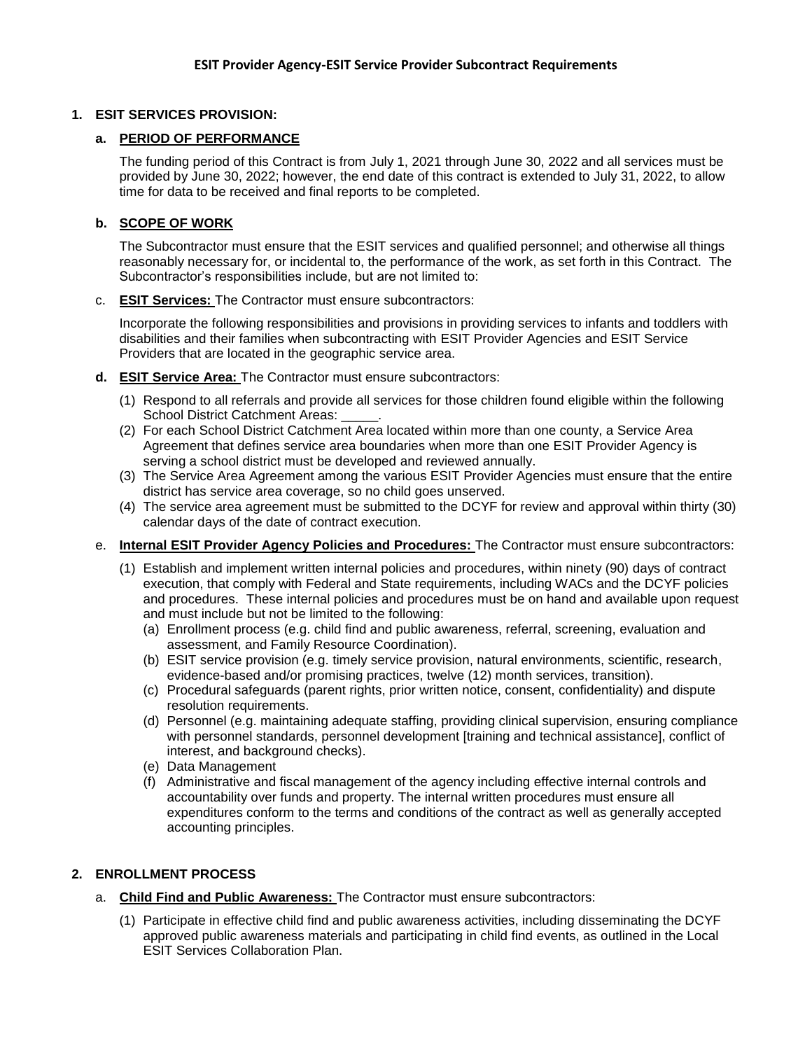**ESIT Provider Agency-ESIT Service Provider Subcontract Requirements**

## 1. ESIT SERVICES PROVISION:

### a. PERIOD OF PERFORMANCE

The funding period of this Contract is from July 1, 2021 through June 30, 2022 and all services must be provided by June 30, 2022; however, the end date of this contract is extended to July 31, 2022, to allow time for data to be received and final reports to be completed.

### b. SCOPE OF WORK

The Subcontractor must ensure that the ESIT services and qualified personnel; and otherwise all things reasonably necessary for, or incidental to, the performance of the work, as set forth in this Contract. The Subcontractor's responsibilities include, but are not limited to:

c. **ESIT Services:** The Contractor must ensure subcontractors:

Incorporate the following responsibilities and provisions in providing services to infants and toddlers with disabilities and their families when subcontracting with ESIT Provider Agencies and ESIT Service Providers that are located in the geographic service area.

d. **ESIT Service Area:** The Contractor must ensure subcontractors:

(1) Respond to all referrals and provide all services for those children found eligible within the following School District Catchment Areas: _____.
(2) For each School District Catchment Area located within more than one county, a Service Area Agreement that defines service area boundaries when more than one ESIT Provider Agency is serving a school district must be developed and reviewed annually.
(3) The Service Area Agreement among the various ESIT Provider Agencies must ensure that the entire district has service area coverage, so no child goes unserved.
(4) The service area agreement must be submitted to the DCYF for review and approval within thirty (30) calendar days of the date of contract execution.

e. **Internal ESIT Provider Agency Policies and Procedures:** The Contractor must ensure subcontractors:

(1) Establish and implement written internal policies and procedures, within ninety (90) days of contract execution, that comply with Federal and State requirements, including WACs and the DCYF policies and procedures. These internal policies and procedures must be on hand and available upon request and must include but not be limited to the following:
   (a) Enrollment process (e.g. child find and public awareness, referral, screening, evaluation and assessment, and Family Resource Coordination).
   (b) ESIT service provision (e.g. timely service provision, natural environments, scientific, research, evidence-based and/or promising practices, twelve (12) month services, transition).
   (c) Procedural safeguards (parent rights, prior written notice, consent, confidentiality) and dispute resolution requirements.
   (d) Personnel (e.g. maintaining adequate staffing, providing clinical supervision, ensuring compliance with personnel standards, personnel development [training and technical assistance], conflict of interest, and background checks).
   (e) Data Management
   (f) Administrative and fiscal management of the agency including effective internal controls and accountability over funds and property. The internal written procedures must ensure all expenditures conform to the terms and conditions of the contract as well as generally accepted accounting principles.

## 2. ENROLLMENT PROCESS

a. **Child Find and Public Awareness:** The Contractor must ensure subcontractors:

(1) Participate in effective child find and public awareness activities, including disseminating the DCYF approved public awareness materials and participating in child find events, as outlined in the Local ESIT Services Collaboration Plan.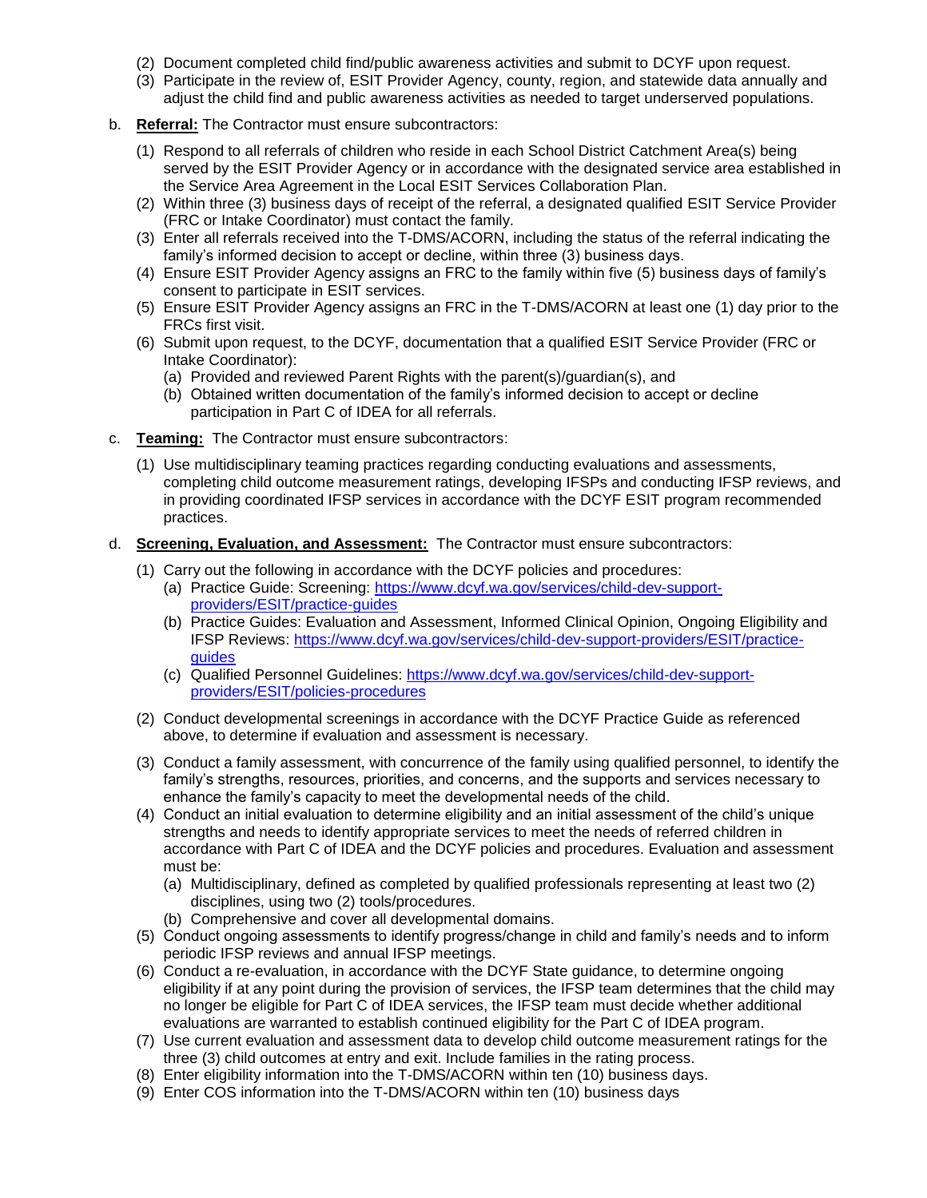(2) Document completed child find/public awareness activities and submit to DCYF upon request.
(3) Participate in the review of, ESIT Provider Agency, county, region, and statewide data annually and adjust the child find and public awareness activities as needed to target underserved populations.

b. **Referral:** The Contractor must ensure subcontractors:

(1) Respond to all referrals of children who reside in each School District Catchment Area(s) being served by the ESIT Provider Agency or in accordance with the designated service area established in the Service Area Agreement in the Local ESIT Services Collaboration Plan.
(2) Within three (3) business days of receipt of the referral, a designated qualified ESIT Service Provider (FRC or Intake Coordinator) must contact the family.
(3) Enter all referrals received into the T-DMS/ACORN, including the status of the referral indicating the family's informed decision to accept or decline, within three (3) business days.
(4) Ensure ESIT Provider Agency assigns an FRC to the family within five (5) business days of family's consent to participate in ESIT services.
(5) Ensure ESIT Provider Agency assigns an FRC in the T-DMS/ACORN at least one (1) day prior to the FRCs first visit.
(6) Submit upon request, to the DCYF, documentation that a qualified ESIT Service Provider (FRC or Intake Coordinator):
   (a) Provided and reviewed Parent Rights with the parent(s)/guardian(s), and
   (b) Obtained written documentation of the family's informed decision to accept or decline participation in Part C of IDEA for all referrals.

c. **Teaming:** The Contractor must ensure subcontractors:

(1) Use multidisciplinary teaming practices regarding conducting evaluations and assessments, completing child outcome measurement ratings, developing IFSPs and conducting IFSP reviews, and in providing coordinated IFSP services in accordance with the DCYF ESIT program recommended practices.

d. **Screening, Evaluation, and Assessment:** The Contractor must ensure subcontractors:

(1) Carry out the following in accordance with the DCYF policies and procedures:
   (a) Practice Guide: Screening: [https://www.dcyf.wa.gov/services/child-dev-support-providers/ESIT/practice-guides](https://www.dcyf.wa.gov/services/child-dev-support-providers/ESIT/practice-guides)
   (b) Practice Guides: Evaluation and Assessment, Informed Clinical Opinion, Ongoing Eligibility and IFSP Reviews: [https://www.dcyf.wa.gov/services/child-dev-support-providers/ESIT/practice-guides](https://www.dcyf.wa.gov/services/child-dev-support-providers/ESIT/practice-guides)
   (c) Qualified Personnel Guidelines: [https://www.dcyf.wa.gov/services/child-dev-support-providers/ESIT/policies-procedures](https://www.dcyf.wa.gov/services/child-dev-support-providers/ESIT/policies-procedures)

(2) Conduct developmental screenings in accordance with the DCYF Practice Guide as referenced above, to determine if evaluation and assessment is necessary.

(3) Conduct a family assessment, with concurrence of the family using qualified personnel, to identify the family's strengths, resources, priorities, and concerns, and the supports and services necessary to enhance the family's capacity to meet the developmental needs of the child.
(4) Conduct an initial evaluation to determine eligibility and an initial assessment of the child's unique strengths and needs to identify appropriate services to meet the needs of referred children in accordance with Part C of IDEA and the DCYF policies and procedures. Evaluation and assessment must be:
   (a) Multidisciplinary, defined as completed by qualified professionals representing at least two (2) disciplines, using two (2) tools/procedures.
   (b) Comprehensive and cover all developmental domains.
(5) Conduct ongoing assessments to identify progress/change in child and family's needs and to inform periodic IFSP reviews and annual IFSP meetings.
(6) Conduct a re-evaluation, in accordance with the DCYF State guidance, to determine ongoing eligibility if at any point during the provision of services, the IFSP team determines that the child may no longer be eligible for Part C of IDEA services, the IFSP team must decide whether additional evaluations are warranted to establish continued eligibility for the Part C of IDEA program.
(7) Use current evaluation and assessment data to develop child outcome measurement ratings for the three (3) child outcomes at entry and exit. Include families in the rating process.
(8) Enter eligibility information into the T-DMS/ACORN within ten (10) business days.
(9) Enter COS information into the T-DMS/ACORN within ten (10) business days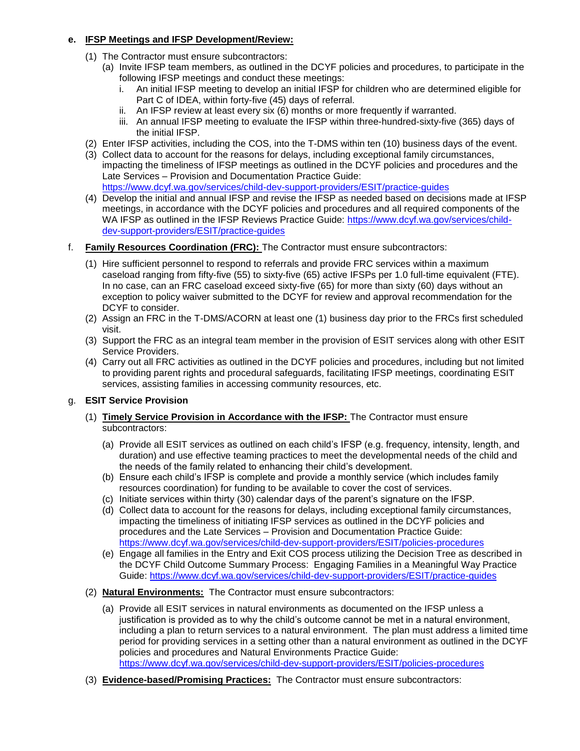**e. IFSP Meetings and IFSP Development/Review:**

(1) The Contractor must ensure subcontractors:

(a) Invite IFSP team members, as outlined in the DCYF policies and procedures, to participate in the following IFSP meetings and conduct these meetings:

i. An initial IFSP meeting to develop an initial IFSP for children who are determined eligible for Part C of IDEA, within forty-five (45) days of referral.

ii. An IFSP review at least every six (6) months or more frequently if warranted.

iii. An annual IFSP meeting to evaluate the IFSP within three-hundred-sixty-five (365) days of the initial IFSP.

(2) Enter IFSP activities, including the COS, into the T-DMS within ten (10) business days of the event.

(3) Collect data to account for the reasons for delays, including exceptional family circumstances, impacting the timeliness of IFSP meetings as outlined in the DCYF policies and procedures and the Late Services – Provision and Documentation Practice Guide: https://www.dcyf.wa.gov/services/child-dev-support-providers/ESIT/practice-guides

(4) Develop the initial and annual IFSP and revise the IFSP as needed based on decisions made at IFSP meetings, in accordance with the DCYF policies and procedures and all required components of the WA IFSP as outlined in the IFSP Reviews Practice Guide: https://www.dcyf.wa.gov/services/child-dev-support-providers/ESIT/practice-guides

f. **Family Resources Coordination (FRC):** The Contractor must ensure subcontractors:

(1) Hire sufficient personnel to respond to referrals and provide FRC services within a maximum caseload ranging from fifty-five (55) to sixty-five (65) active IFSPs per 1.0 full-time equivalent (FTE). In no case, can an FRC caseload exceed sixty-five (65) for more than sixty (60) days without an exception to policy waiver submitted to the DCYF for review and approval recommendation for the DCYF to consider.

(2) Assign an FRC in the T-DMS/ACORN at least one (1) business day prior to the FRCs first scheduled visit.

(3) Support the FRC as an integral team member in the provision of ESIT services along with other ESIT Service Providers.

(4) Carry out all FRC activities as outlined in the DCYF policies and procedures, including but not limited to providing parent rights and procedural safeguards, facilitating IFSP meetings, coordinating ESIT services, assisting families in accessing community resources, etc.

g. **ESIT Service Provision**

(1) **Timely Service Provision in Accordance with the IFSP:** The Contractor must ensure subcontractors:

(a) Provide all ESIT services as outlined on each child's IFSP (e.g. frequency, intensity, length, and duration) and use effective teaming practices to meet the developmental needs of the child and the needs of the family related to enhancing their child's development.

(b) Ensure each child's IFSP is complete and provide a monthly service (which includes family resources coordination) for funding to be available to cover the cost of services.

(c) Initiate services within thirty (30) calendar days of the parent's signature on the IFSP.

(d) Collect data to account for the reasons for delays, including exceptional family circumstances, impacting the timeliness of initiating IFSP services as outlined in the DCYF policies and procedures and the Late Services – Provision and Documentation Practice Guide: https://www.dcyf.wa.gov/services/child-dev-support-providers/ESIT/policies-procedures

(e) Engage all families in the Entry and Exit COS process utilizing the Decision Tree as described in the DCYF Child Outcome Summary Process: Engaging Families in a Meaningful Way Practice Guide: https://www.dcyf.wa.gov/services/child-dev-support-providers/ESIT/practice-guides

(2) **Natural Environments:** The Contractor must ensure subcontractors:

(a) Provide all ESIT services in natural environments as documented on the IFSP unless a justification is provided as to why the child's outcome cannot be met in a natural environment, including a plan to return services to a natural environment. The plan must address a limited time period for providing services in a setting other than a natural environment as outlined in the DCYF policies and procedures and Natural Environments Practice Guide: https://www.dcyf.wa.gov/services/child-dev-support-providers/ESIT/policies-procedures

(3) **Evidence-based/Promising Practices:** The Contractor must ensure subcontractors: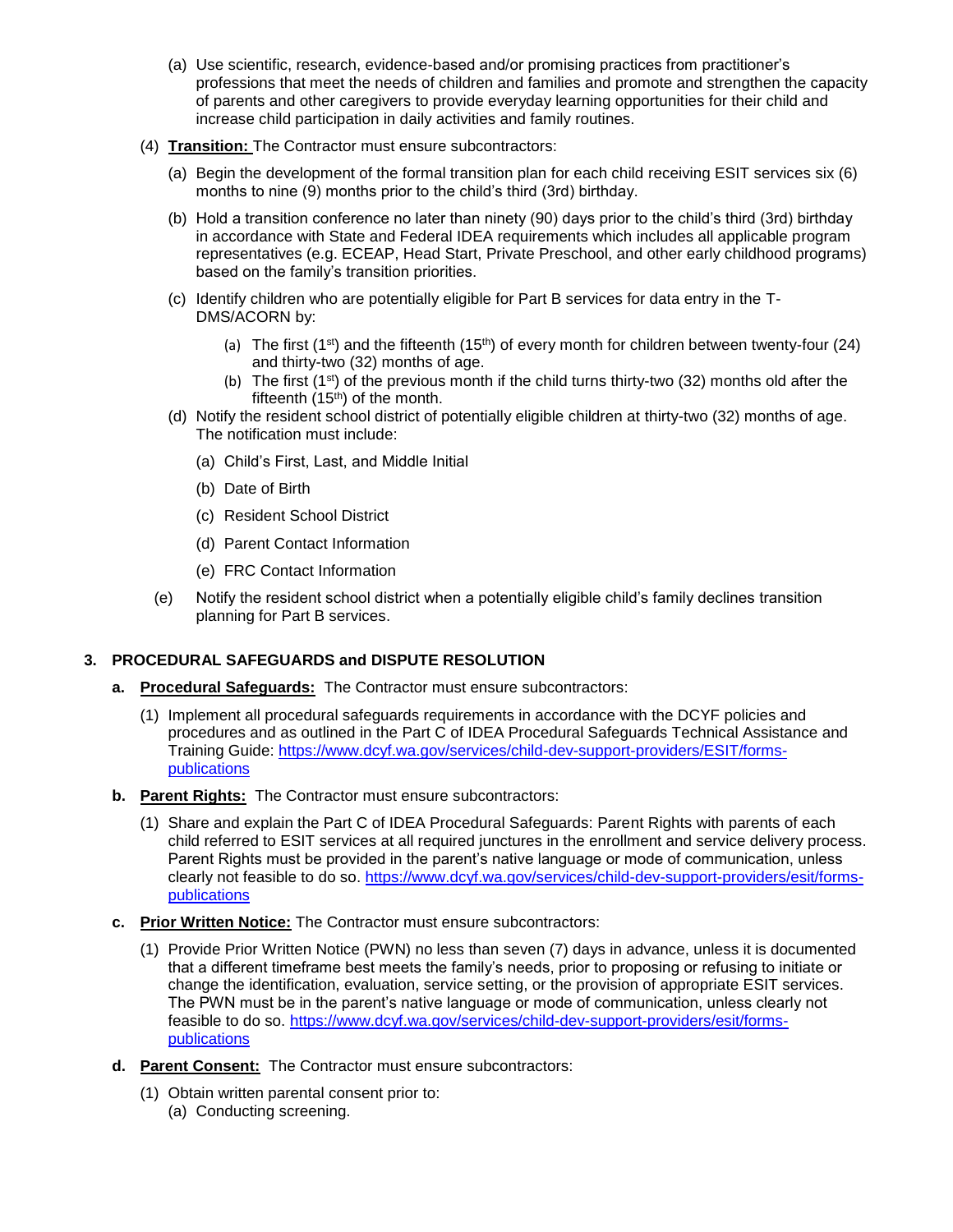(a) Use scientific, research, evidence-based and/or promising practices from practitioner's professions that meet the needs of children and families and promote and strengthen the capacity of parents and other caregivers to provide everyday learning opportunities for their child and increase child participation in daily activities and family routines.

(4) **Transition:** The Contractor must ensure subcontractors:

(a) Begin the development of the formal transition plan for each child receiving ESIT services six (6) months to nine (9) months prior to the child's third (3rd) birthday.

(b) Hold a transition conference no later than ninety (90) days prior to the child's third (3rd) birthday in accordance with State and Federal IDEA requirements which includes all applicable program representatives (e.g. ECEAP, Head Start, Private Preschool, and other early childhood programs) based on the family's transition priorities.

(c) Identify children who are potentially eligible for Part B services for data entry in the T-DMS/ACORN by:

   (a) The first (1st) and the fifteenth (15th) of every month for children between twenty-four (24) and thirty-two (32) months of age.
   
   (b) The first (1st) of the previous month if the child turns thirty-two (32) months old after the fifteenth (15th) of the month.

(d) Notify the resident school district of potentially eligible children at thirty-two (32) months of age. The notification must include:

   (a) Child's First, Last, and Middle Initial
   
   (b) Date of Birth
   
   (c) Resident School District
   
   (d) Parent Contact Information
   
   (e) FRC Contact Information

(e) Notify the resident school district when a potentially eligible child's family declines transition planning for Part B services.

## 3. PROCEDURAL SAFEGUARDS and DISPUTE RESOLUTION

**a. Procedural Safeguards:** The Contractor must ensure subcontractors:

(1) Implement all procedural safeguards requirements in accordance with the DCYF policies and procedures and as outlined in the Part C of IDEA Procedural Safeguards Technical Assistance and Training Guide: https://www.dcyf.wa.gov/services/child-dev-support-providers/ESIT/forms-publications

**b. Parent Rights:** The Contractor must ensure subcontractors:

(1) Share and explain the Part C of IDEA Procedural Safeguards: Parent Rights with parents of each child referred to ESIT services at all required junctures in the enrollment and service delivery process. Parent Rights must be provided in the parent's native language or mode of communication, unless clearly not feasible to do so. https://www.dcyf.wa.gov/services/child-dev-support-providers/esit/forms-publications

**c. Prior Written Notice:** The Contractor must ensure subcontractors:

(1) Provide Prior Written Notice (PWN) no less than seven (7) days in advance, unless it is documented that a different timeframe best meets the family's needs, prior to proposing or refusing to initiate or change the identification, evaluation, service setting, or the provision of appropriate ESIT services. The PWN must be in the parent's native language or mode of communication, unless clearly not feasible to do so. https://www.dcyf.wa.gov/services/child-dev-support-providers/esit/forms-publications

**d. Parent Consent:** The Contractor must ensure subcontractors:

(1) Obtain written parental consent prior to:

   (a) Conducting screening.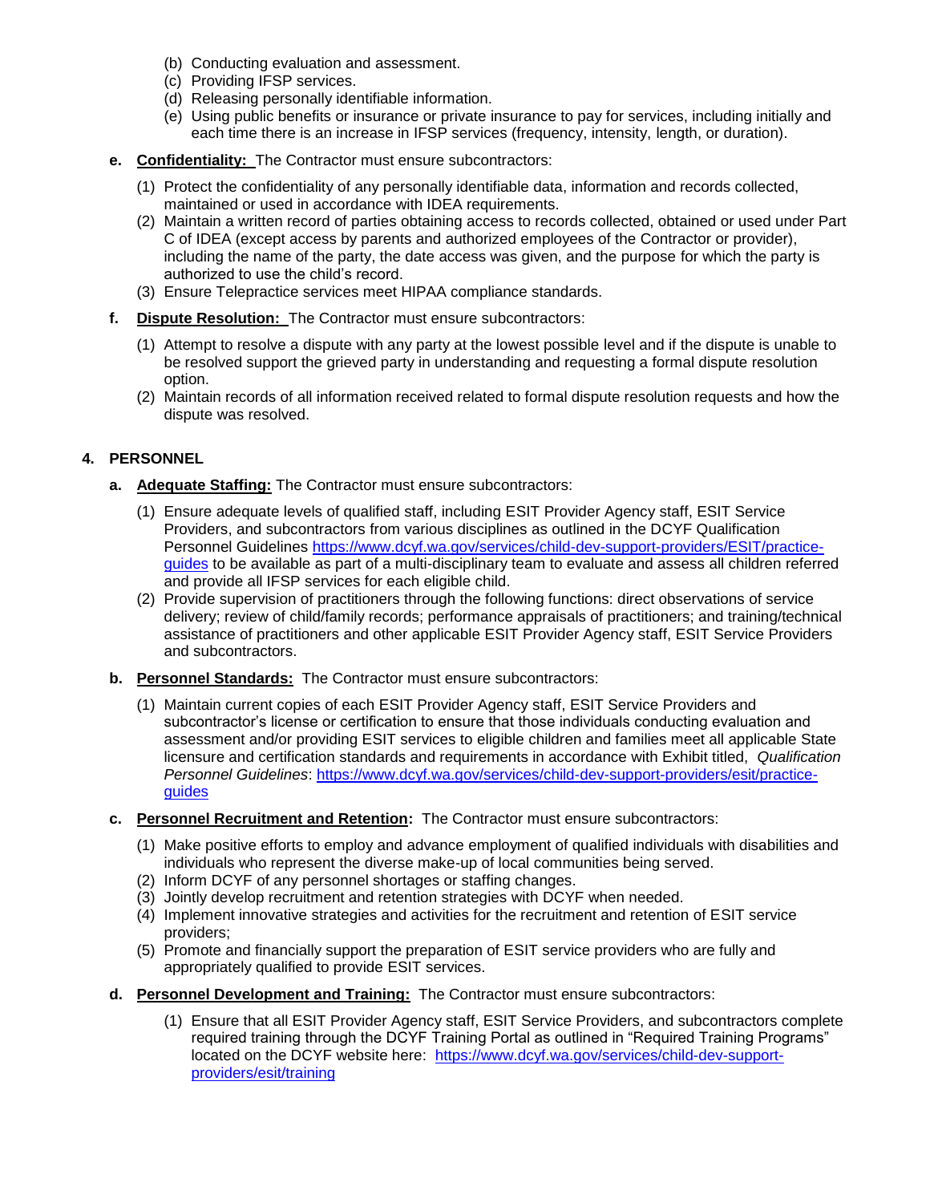(b) Conducting evaluation and assessment.
(c) Providing IFSP services.
(d) Releasing personally identifiable information.
(e) Using public benefits or insurance or private insurance to pay for services, including initially and each time there is an increase in IFSP services (frequency, intensity, length, or duration).

**e. Confidentiality:** The Contractor must ensure subcontractors:

(1) Protect the confidentiality of any personally identifiable data, information and records collected, maintained or used in accordance with IDEA requirements.
(2) Maintain a written record of parties obtaining access to records collected, obtained or used under Part C of IDEA (except access by parents and authorized employees of the Contractor or provider), including the name of the party, the date access was given, and the purpose for which the party is authorized to use the child's record.
(3) Ensure Telepractice services meet HIPAA compliance standards.

**f. Dispute Resolution:** The Contractor must ensure subcontractors:

(1) Attempt to resolve a dispute with any party at the lowest possible level and if the dispute is unable to be resolved support the grieved party in understanding and requesting a formal dispute resolution option.
(2) Maintain records of all information received related to formal dispute resolution requests and how the dispute was resolved.

## 4. PERSONNEL

**a. Adequate Staffing:** The Contractor must ensure subcontractors:

(1) Ensure adequate levels of qualified staff, including ESIT Provider Agency staff, ESIT Service Providers, and subcontractors from various disciplines as outlined in the DCYF Qualification Personnel Guidelines https://www.dcyf.wa.gov/services/child-dev-support-providers/ESIT/practice-guides to be available as part of a multi-disciplinary team to evaluate and assess all children referred and provide all IFSP services for each eligible child.
(2) Provide supervision of practitioners through the following functions: direct observations of service delivery; review of child/family records; performance appraisals of practitioners; and training/technical assistance of practitioners and other applicable ESIT Provider Agency staff, ESIT Service Providers and subcontractors.

**b. Personnel Standards:** The Contractor must ensure subcontractors:

(1) Maintain current copies of each ESIT Provider Agency staff, ESIT Service Providers and subcontractor's license or certification to ensure that those individuals conducting evaluation and assessment and/or providing ESIT services to eligible children and families meet all applicable State licensure and certification standards and requirements in accordance with Exhibit titled, *Qualification Personnel Guidelines*: https://www.dcyf.wa.gov/services/child-dev-support-providers/esit/practice-guides

**c. Personnel Recruitment and Retention:** The Contractor must ensure subcontractors:

(1) Make positive efforts to employ and advance employment of qualified individuals with disabilities and individuals who represent the diverse make-up of local communities being served.
(2) Inform DCYF of any personnel shortages or staffing changes.
(3) Jointly develop recruitment and retention strategies with DCYF when needed.
(4) Implement innovative strategies and activities for the recruitment and retention of ESIT service providers;
(5) Promote and financially support the preparation of ESIT service providers who are fully and appropriately qualified to provide ESIT services.

**d. Personnel Development and Training:** The Contractor must ensure subcontractors:

(1) Ensure that all ESIT Provider Agency staff, ESIT Service Providers, and subcontractors complete required training through the DCYF Training Portal as outlined in "Required Training Programs" located on the DCYF website here: https://www.dcyf.wa.gov/services/child-dev-support-providers/esit/training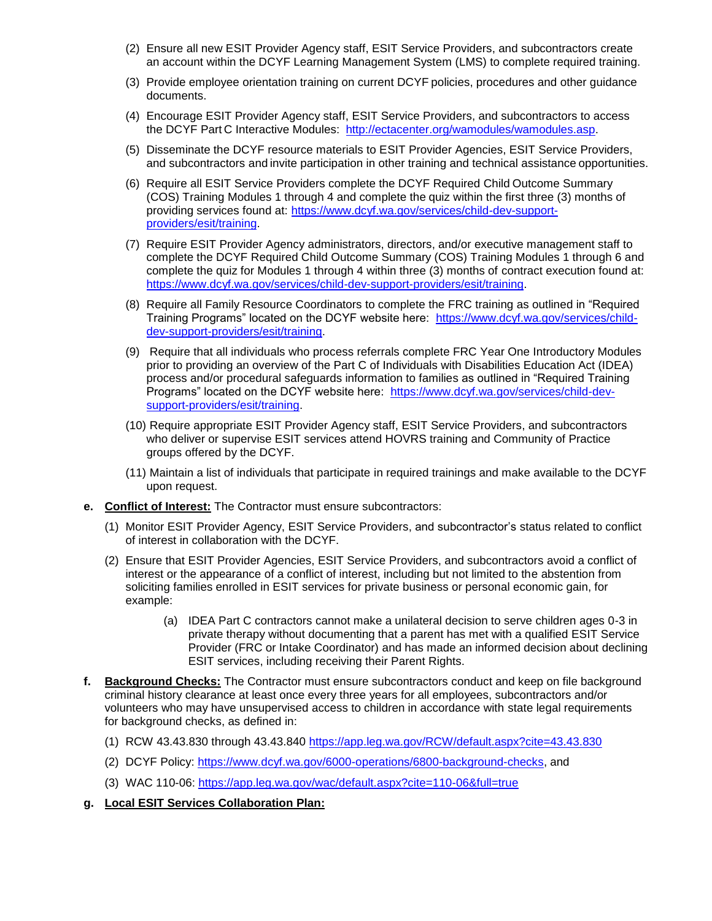(2) Ensure all new ESIT Provider Agency staff, ESIT Service Providers, and subcontractors create an account within the DCYF Learning Management System (LMS) to complete required training.

(3) Provide employee orientation training on current DCYF policies, procedures and other guidance documents.

(4) Encourage ESIT Provider Agency staff, ESIT Service Providers, and subcontractors to access the DCYF Part C Interactive Modules: http://ectacenter.org/wamodules/wamodules.asp.

(5) Disseminate the DCYF resource materials to ESIT Provider Agencies, ESIT Service Providers, and subcontractors and invite participation in other training and technical assistance opportunities.

(6) Require all ESIT Service Providers complete the DCYF Required Child Outcome Summary (COS) Training Modules 1 through 4 and complete the quiz within the first three (3) months of providing services found at: https://www.dcyf.wa.gov/services/child-dev-support-providers/esit/training.

(7) Require ESIT Provider Agency administrators, directors, and/or executive management staff to complete the DCYF Required Child Outcome Summary (COS) Training Modules 1 through 6 and complete the quiz for Modules 1 through 4 within three (3) months of contract execution found at: https://www.dcyf.wa.gov/services/child-dev-support-providers/esit/training.

(8) Require all Family Resource Coordinators to complete the FRC training as outlined in "Required Training Programs" located on the DCYF website here: https://www.dcyf.wa.gov/services/child-dev-support-providers/esit/training.

(9) Require that all individuals who process referrals complete FRC Year One Introductory Modules prior to providing an overview of the Part C of Individuals with Disabilities Education Act (IDEA) process and/or procedural safeguards information to families as outlined in "Required Training Programs" located on the DCYF website here: https://www.dcyf.wa.gov/services/child-dev-support-providers/esit/training.

(10) Require appropriate ESIT Provider Agency staff, ESIT Service Providers, and subcontractors who deliver or supervise ESIT services attend HOVRS training and Community of Practice groups offered by the DCYF.

(11) Maintain a list of individuals that participate in required trainings and make available to the DCYF upon request.

**e. <u>Conflict of Interest:</u>** The Contractor must ensure subcontractors:

(1) Monitor ESIT Provider Agency, ESIT Service Providers, and subcontractor's status related to conflict of interest in collaboration with the DCYF.

(2) Ensure that ESIT Provider Agencies, ESIT Service Providers, and subcontractors avoid a conflict of interest or the appearance of a conflict of interest, including but not limited to the abstention from soliciting families enrolled in ESIT services for private business or personal economic gain, for example:

(a) IDEA Part C contractors cannot make a unilateral decision to serve children ages 0-3 in private therapy without documenting that a parent has met with a qualified ESIT Service Provider (FRC or Intake Coordinator) and has made an informed decision about declining ESIT services, including receiving their Parent Rights.

**f. <u>Background Checks:</u>** The Contractor must ensure subcontractors conduct and keep on file background criminal history clearance at least once every three years for all employees, subcontractors and/or volunteers who may have unsupervised access to children in accordance with state legal requirements for background checks, as defined in:

(1) RCW 43.43.830 through 43.43.840 https://app.leg.wa.gov/RCW/default.aspx?cite=43.43.830

(2) DCYF Policy: https://www.dcyf.wa.gov/6000-operations/6800-background-checks, and

(3) WAC 110-06: https://app.leg.wa.gov/wac/default.aspx?cite=110-06&full=true

**g. <u>Local ESIT Services Collaboration Plan:</u>**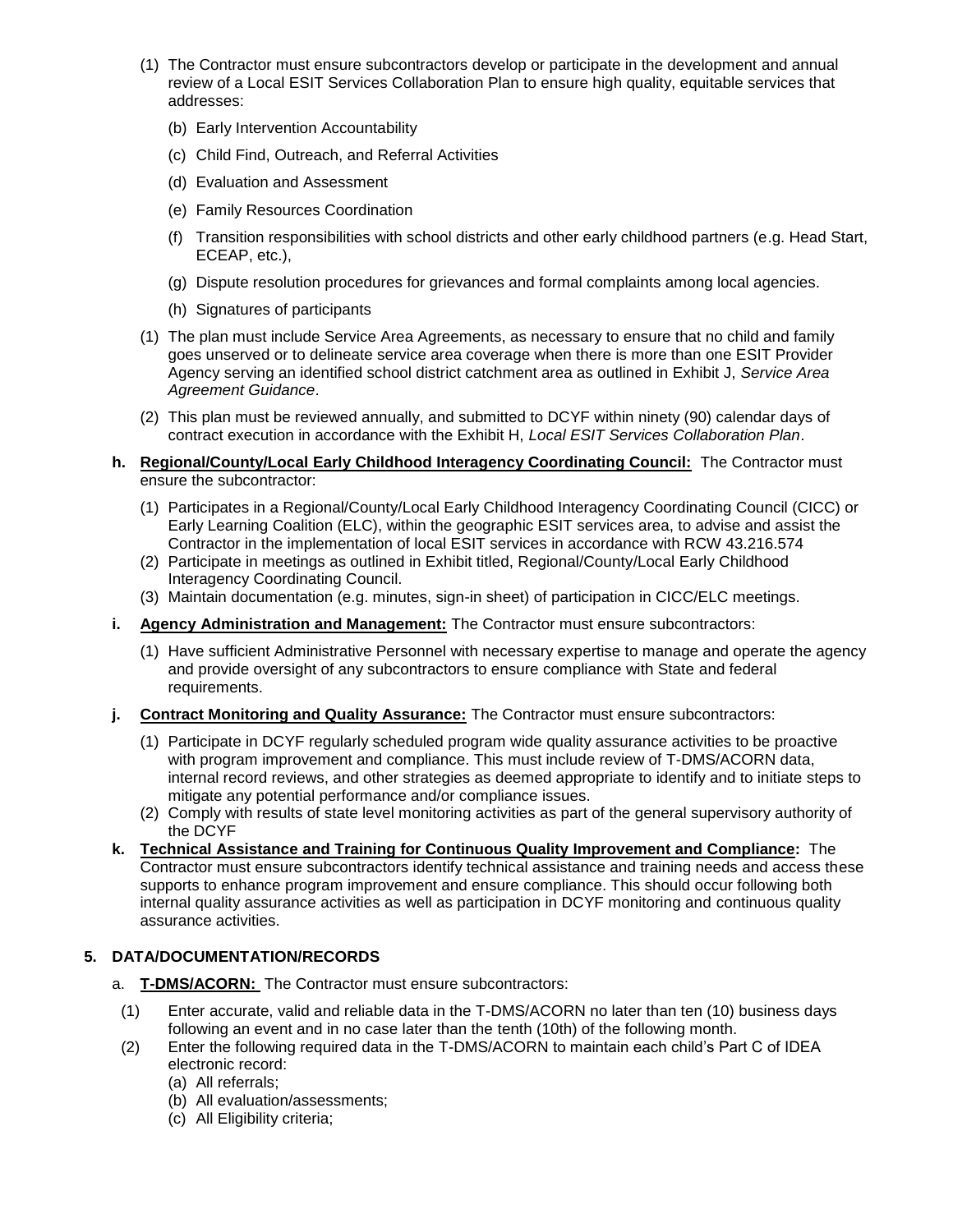(1) The Contractor must ensure subcontractors develop or participate in the development and annual review of a Local ESIT Services Collaboration Plan to ensure high quality, equitable services that addresses:

(b) Early Intervention Accountability

(c) Child Find, Outreach, and Referral Activities

(d) Evaluation and Assessment

(e) Family Resources Coordination

(f) Transition responsibilities with school districts and other early childhood partners (e.g. Head Start, ECEAP, etc.),

(g) Dispute resolution procedures for grievances and formal complaints among local agencies.

(h) Signatures of participants

(1) The plan must include Service Area Agreements, as necessary to ensure that no child and family goes unserved or to delineate service area coverage when there is more than one ESIT Provider Agency serving an identified school district catchment area as outlined in Exhibit J, *Service Area Agreement Guidance*.

(2) This plan must be reviewed annually, and submitted to DCYF within ninety (90) calendar days of contract execution in accordance with the Exhibit H, *Local ESIT Services Collaboration Plan*.

**h. <u>Regional/County/Local Early Childhood Interagency Coordinating Council:</u>** The Contractor must ensure the subcontractor:

(1) Participates in a Regional/County/Local Early Childhood Interagency Coordinating Council (CICC) or Early Learning Coalition (ELC), within the geographic ESIT services area, to advise and assist the Contractor in the implementation of local ESIT services in accordance with RCW 43.216.574

(2) Participate in meetings as outlined in Exhibit titled, Regional/County/Local Early Childhood Interagency Coordinating Council.

(3) Maintain documentation (e.g. minutes, sign-in sheet) of participation in CICC/ELC meetings.

**i. <u>Agency Administration and Management:</u>** The Contractor must ensure subcontractors:

(1) Have sufficient Administrative Personnel with necessary expertise to manage and operate the agency and provide oversight of any subcontractors to ensure compliance with State and federal requirements.

**j. <u>Contract Monitoring and Quality Assurance:</u>** The Contractor must ensure subcontractors:

(1) Participate in DCYF regularly scheduled program wide quality assurance activities to be proactive with program improvement and compliance. This must include review of T-DMS/ACORN data, internal record reviews, and other strategies as deemed appropriate to identify and to initiate steps to mitigate any potential performance and/or compliance issues.

(2) Comply with results of state level monitoring activities as part of the general supervisory authority of the DCYF

**k. <u>Technical Assistance and Training for Continuous Quality Improvement and Compliance</u>:** The Contractor must ensure subcontractors identify technical assistance and training needs and access these supports to enhance program improvement and ensure compliance. This should occur following both internal quality assurance activities as well as participation in DCYF monitoring and continuous quality assurance activities.

### 5. DATA/DOCUMENTATION/RECORDS

a. **<u>T-DMS/ACORN:</u>** The Contractor must ensure subcontractors:

(1) Enter accurate, valid and reliable data in the T-DMS/ACORN no later than ten (10) business days following an event and in no case later than the tenth (10th) of the following month.

(2) Enter the following required data in the T-DMS/ACORN to maintain each child's Part C of IDEA electronic record:

(a) All referrals;
(b) All evaluation/assessments;
(c) All Eligibility criteria;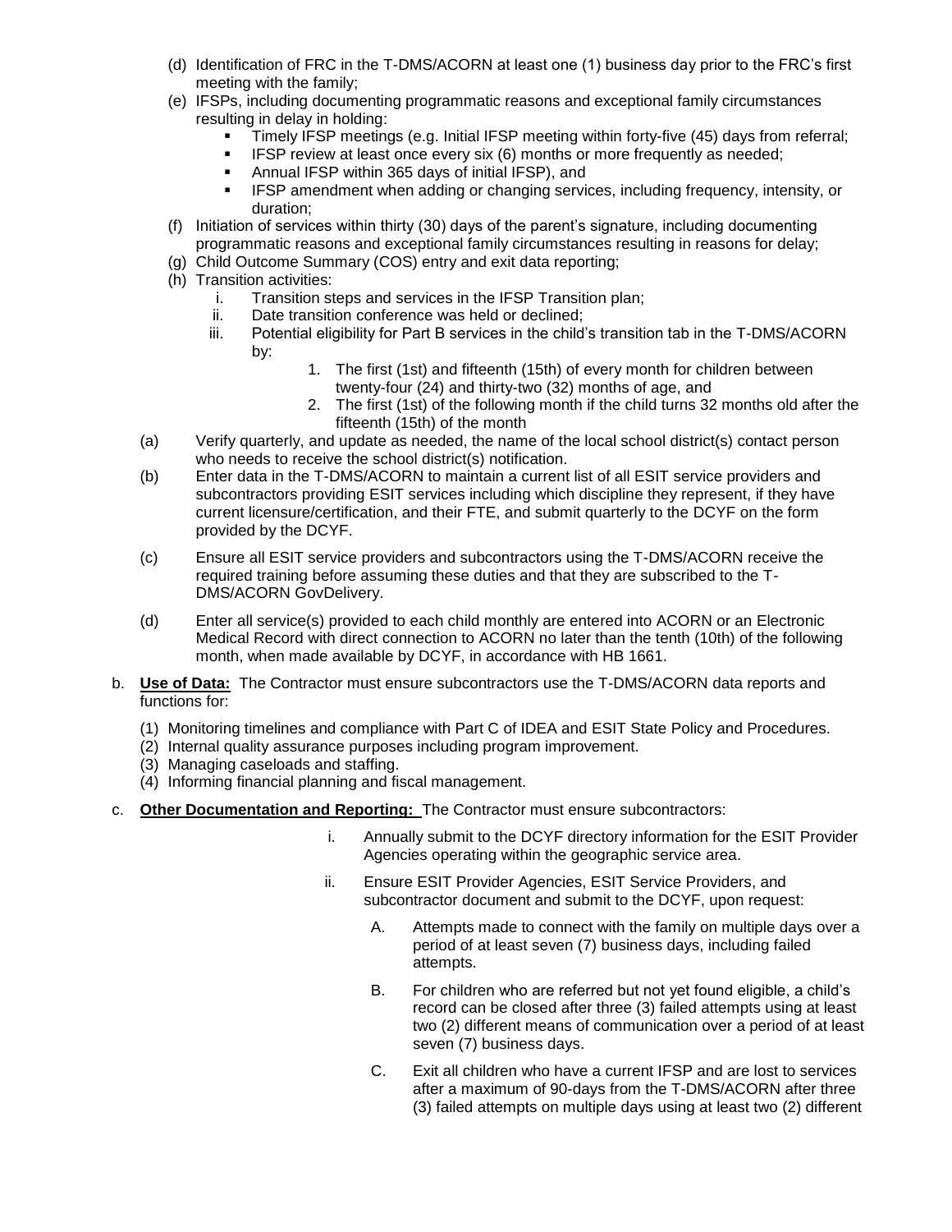(d) Identification of FRC in the T-DMS/ACORN at least one (1) business day prior to the FRC's first meeting with the family;

(e) IFSPs, including documenting programmatic reasons and exceptional family circumstances resulting in delay in holding:

- Timely IFSP meetings (e.g. Initial IFSP meeting within forty-five (45) days from referral;
- IFSP review at least once every six (6) months or more frequently as needed;
- Annual IFSP within 365 days of initial IFSP), and
- IFSP amendment when adding or changing services, including frequency, intensity, or duration;

(f) Initiation of services within thirty (30) days of the parent's signature, including documenting programmatic reasons and exceptional family circumstances resulting in reasons for delay;

(g) Child Outcome Summary (COS) entry and exit data reporting;

(h) Transition activities:

i. Transition steps and services in the IFSP Transition plan;

ii. Date transition conference was held or declined;

iii. Potential eligibility for Part B services in the child's transition tab in the T-DMS/ACORN by:

1. The first (1st) and fifteenth (15th) of every month for children between twenty-four (24) and thirty-two (32) months of age, and
2. The first (1st) of the following month if the child turns 32 months old after the fifteenth (15th) of the month

(a) Verify quarterly, and update as needed, the name of the local school district(s) contact person who needs to receive the school district(s) notification.

(b) Enter data in the T-DMS/ACORN to maintain a current list of all ESIT service providers and subcontractors providing ESIT services including which discipline they represent, if they have current licensure/certification, and their FTE, and submit quarterly to the DCYF on the form provided by the DCYF.

(c) Ensure all ESIT service providers and subcontractors using the T-DMS/ACORN receive the required training before assuming these duties and that they are subscribed to the T-DMS/ACORN GovDelivery.

(d) Enter all service(s) provided to each child monthly are entered into ACORN or an Electronic Medical Record with direct connection to ACORN no later than the tenth (10th) of the following month, when made available by DCYF, in accordance with HB 1661.

b. **Use of Data:** The Contractor must ensure subcontractors use the T-DMS/ACORN data reports and functions for:

(1) Monitoring timelines and compliance with Part C of IDEA and ESIT State Policy and Procedures.
(2) Internal quality assurance purposes including program improvement.
(3) Managing caseloads and staffing.
(4) Informing financial planning and fiscal management.

c. **Other Documentation and Reporting:** The Contractor must ensure subcontractors:

i. Annually submit to the DCYF directory information for the ESIT Provider Agencies operating within the geographic service area.

ii. Ensure ESIT Provider Agencies, ESIT Service Providers, and subcontractor document and submit to the DCYF, upon request:

A. Attempts made to connect with the family on multiple days over a period of at least seven (7) business days, including failed attempts.

B. For children who are referred but not yet found eligible, a child's record can be closed after three (3) failed attempts using at least two (2) different means of communication over a period of at least seven (7) business days.

C. Exit all children who have a current IFSP and are lost to services after a maximum of 90-days from the T-DMS/ACORN after three (3) failed attempts on multiple days using at least two (2) different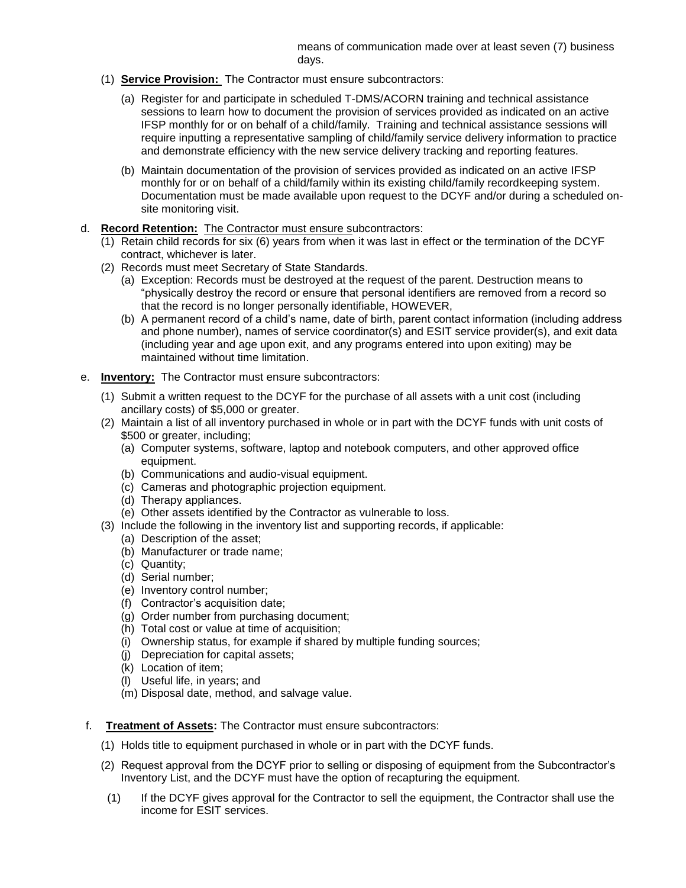means of communication made over at least seven (7) business days.

(1) **Service Provision:** The Contractor must ensure subcontractors:

(a) Register for and participate in scheduled T-DMS/ACORN training and technical assistance sessions to learn how to document the provision of services provided as indicated on an active IFSP monthly for or on behalf of a child/family. Training and technical assistance sessions will require inputting a representative sampling of child/family service delivery information to practice and demonstrate efficiency with the new service delivery tracking and reporting features.

(b) Maintain documentation of the provision of services provided as indicated on an active IFSP monthly for or on behalf of a child/family within its existing child/family recordkeeping system. Documentation must be made available upon request to the DCYF and/or during a scheduled on-site monitoring visit.

d. **Record Retention:** The Contractor must ensure subcontractors:

(1) Retain child records for six (6) years from when it was last in effect or the termination of the DCYF contract, whichever is later.

(2) Records must meet Secretary of State Standards.

(a) Exception: Records must be destroyed at the request of the parent. Destruction means to "physically destroy the record or ensure that personal identifiers are removed from a record so that the record is no longer personally identifiable, HOWEVER,

(b) A permanent record of a child's name, date of birth, parent contact information (including address and phone number), names of service coordinator(s) and ESIT service provider(s), and exit data (including year and age upon exit, and any programs entered into upon exiting) may be maintained without time limitation.

e. **Inventory:** The Contractor must ensure subcontractors:

(1) Submit a written request to the DCYF for the purchase of all assets with a unit cost (including ancillary costs) of $5,000 or greater.

(2) Maintain a list of all inventory purchased in whole or in part with the DCYF funds with unit costs of $500 or greater, including;

(a) Computer systems, software, laptop and notebook computers, and other approved office equipment.
(b) Communications and audio-visual equipment.
(c) Cameras and photographic projection equipment.
(d) Therapy appliances.
(e) Other assets identified by the Contractor as vulnerable to loss.

(3) Include the following in the inventory list and supporting records, if applicable:

(a) Description of the asset;
(b) Manufacturer or trade name;
(c) Quantity;
(d) Serial number;
(e) Inventory control number;
(f) Contractor's acquisition date;
(g) Order number from purchasing document;
(h) Total cost or value at time of acquisition;
(i) Ownership status, for example if shared by multiple funding sources;
(j) Depreciation for capital assets;
(k) Location of item;
(l) Useful life, in years; and
(m) Disposal date, method, and salvage value.

f. **Treatment of Assets:** The Contractor must ensure subcontractors:

(1) Holds title to equipment purchased in whole or in part with the DCYF funds.

(2) Request approval from the DCYF prior to selling or disposing of equipment from the Subcontractor's Inventory List, and the DCYF must have the option of recapturing the equipment.

(1) If the DCYF gives approval for the Contractor to sell the equipment, the Contractor shall use the income for ESIT services.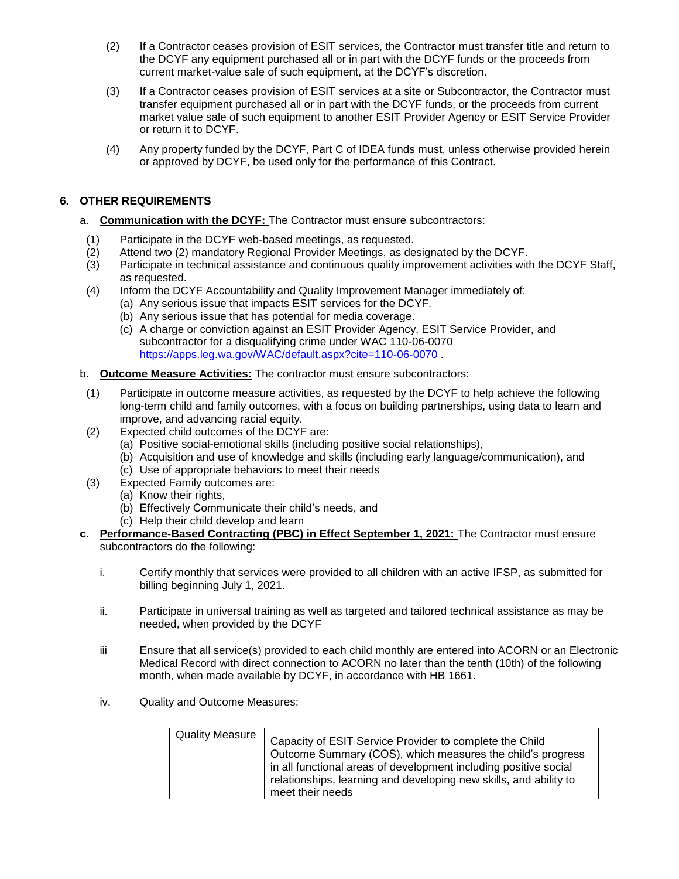(2) If a Contractor ceases provision of ESIT services, the Contractor must transfer title and return to the DCYF any equipment purchased all or in part with the DCYF funds or the proceeds from current market-value sale of such equipment, at the DCYF's discretion.

(3) If a Contractor ceases provision of ESIT services at a site or Subcontractor, the Contractor must transfer equipment purchased all or in part with the DCYF funds, or the proceeds from current market value sale of such equipment to another ESIT Provider Agency or ESIT Service Provider or return it to DCYF.

(4) Any property funded by the DCYF, Part C of IDEA funds must, unless otherwise provided herein or approved by DCYF, be used only for the performance of this Contract.

## 6. OTHER REQUIREMENTS

a. **Communication with the DCYF:** The Contractor must ensure subcontractors:

(1) Participate in the DCYF web-based meetings, as requested.
(2) Attend two (2) mandatory Regional Provider Meetings, as designated by the DCYF.
(3) Participate in technical assistance and continuous quality improvement activities with the DCYF Staff, as requested.
(4) Inform the DCYF Accountability and Quality Improvement Manager immediately of:
  (a) Any serious issue that impacts ESIT services for the DCYF.
  (b) Any serious issue that has potential for media coverage.
  (c) A charge or conviction against an ESIT Provider Agency, ESIT Service Provider, and subcontractor for a disqualifying crime under WAC 110-06-0070 https://apps.leg.wa.gov/WAC/default.aspx?cite=110-06-0070 .

b. **Outcome Measure Activities:** The contractor must ensure subcontractors:

(1) Participate in outcome measure activities, as requested by the DCYF to help achieve the following long-term child and family outcomes, with a focus on building partnerships, using data to learn and improve, and advancing racial equity.
(2) Expected child outcomes of the DCYF are:
  (a) Positive social-emotional skills (including positive social relationships),
  (b) Acquisition and use of knowledge and skills (including early language/communication), and
  (c) Use of appropriate behaviors to meet their needs
(3) Expected Family outcomes are:
  (a) Know their rights,
  (b) Effectively Communicate their child's needs, and
  (c) Help their child develop and learn

**c. Performance-Based Contracting (PBC) in Effect September 1, 2021:** The Contractor must ensure subcontractors do the following:

i. Certify monthly that services were provided to all children with an active IFSP, as submitted for billing beginning July 1, 2021.

ii. Participate in universal training as well as targeted and tailored technical assistance as may be needed, when provided by the DCYF

iii Ensure that all service(s) provided to each child monthly are entered into ACORN or an Electronic Medical Record with direct connection to ACORN no later than the tenth (10th) of the following month, when made available by DCYF, in accordance with HB 1661.

iv. Quality and Outcome Measures:

| Quality Measure | Capacity of ESIT Service Provider to complete the Child Outcome Summary (COS), which measures the child's progress in all functional areas of development including positive social relationships, learning and developing new skills, and ability to meet their needs |
|---|---|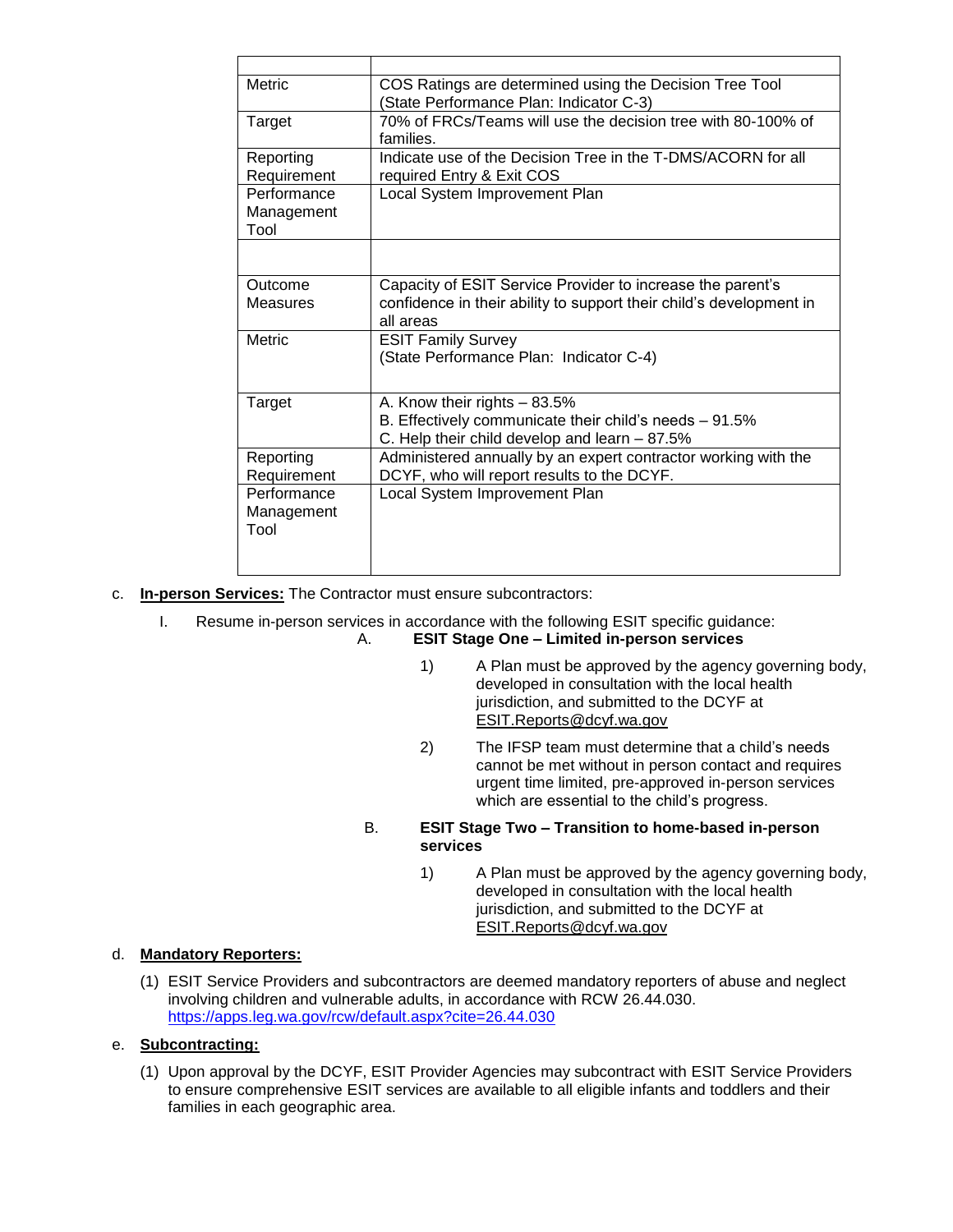| | |
|---|---|
| Metric | COS Ratings are determined using the Decision Tree Tool (State Performance Plan: Indicator C-3) |
| Target | 70% of FRCs/Teams will use the decision tree with 80-100% of families. |
| Reporting Requirement | Indicate use of the Decision Tree in the T-DMS/ACORN for all required Entry & Exit COS |
| Performance Management Tool | Local System Improvement Plan |
| | |
| Outcome Measures | Capacity of ESIT Service Provider to increase the parent's confidence in their ability to support their child's development in all areas |
| Metric | ESIT Family Survey<br>(State Performance Plan: Indicator C-4) |
| Target | A. Know their rights – 83.5%<br>B. Effectively communicate their child's needs – 91.5%<br>C. Help their child develop and learn – 87.5% |
| Reporting Requirement | Administered annually by an expert contractor working with the DCYF, who will report results to the DCYF. |
| Performance Management Tool | Local System Improvement Plan |

c. **In-person Services:** The Contractor must ensure subcontractors:

I. Resume in-person services in accordance with the following ESIT specific guidance:

A. **ESIT Stage One – Limited in-person services**

1) A Plan must be approved by the agency governing body, developed in consultation with the local health jurisdiction, and submitted to the DCYF at ESIT.Reports@dcyf.wa.gov

2) The IFSP team must determine that a child's needs cannot be met without in person contact and requires urgent time limited, pre-approved in-person services which are essential to the child's progress.

B. **ESIT Stage Two – Transition to home-based in-person services**

1) A Plan must be approved by the agency governing body, developed in consultation with the local health jurisdiction, and submitted to the DCYF at ESIT.Reports@dcyf.wa.gov

d. **Mandatory Reporters:**

(1) ESIT Service Providers and subcontractors are deemed mandatory reporters of abuse and neglect involving children and vulnerable adults, in accordance with RCW 26.44.030. https://apps.leg.wa.gov/rcw/default.aspx?cite=26.44.030

e. **Subcontracting:**

(1) Upon approval by the DCYF, ESIT Provider Agencies may subcontract with ESIT Service Providers to ensure comprehensive ESIT services are available to all eligible infants and toddlers and their families in each geographic area.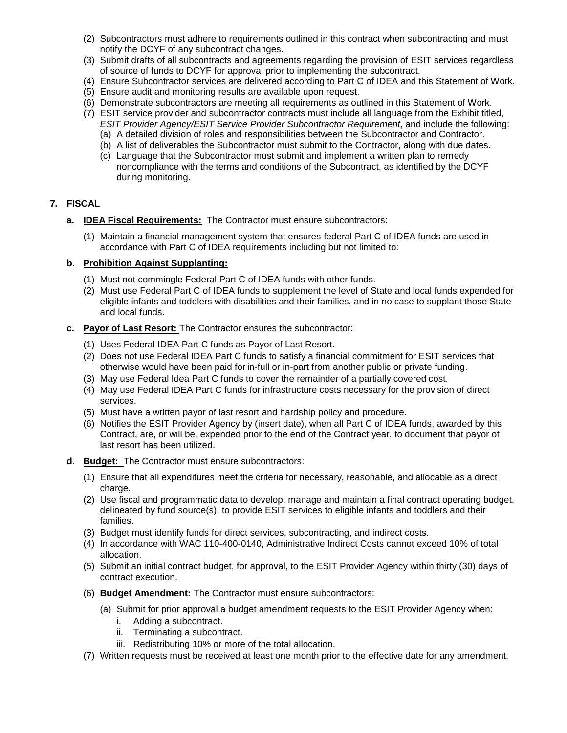(2) Subcontractors must adhere to requirements outlined in this contract when subcontracting and must notify the DCYF of any subcontract changes.

(3) Submit drafts of all subcontracts and agreements regarding the provision of ESIT services regardless of source of funds to DCYF for approval prior to implementing the subcontract.

(4) Ensure Subcontractor services are delivered according to Part C of IDEA and this Statement of Work.

(5) Ensure audit and monitoring results are available upon request.

(6) Demonstrate subcontractors are meeting all requirements as outlined in this Statement of Work.

(7) ESIT service provider and subcontractor contracts must include all language from the Exhibit titled, *ESIT Provider Agency/ESIT Service Provider Subcontractor Requirement*, and include the following:

   (a) A detailed division of roles and responsibilities between the Subcontractor and Contractor.

   (b) A list of deliverables the Subcontractor must submit to the Contractor, along with due dates.

   (c) Language that the Subcontractor must submit and implement a written plan to remedy noncompliance with the terms and conditions of the Subcontract, as identified by the DCYF during monitoring.

## 7. FISCAL

**a. <u>IDEA Fiscal Requirements:</u>** The Contractor must ensure subcontractors:

(1) Maintain a financial management system that ensures federal Part C of IDEA funds are used in accordance with Part C of IDEA requirements including but not limited to:

**b. <u>Prohibition Against Supplanting:</u>**

(1) Must not commingle Federal Part C of IDEA funds with other funds.

(2) Must use Federal Part C of IDEA funds to supplement the level of State and local funds expended for eligible infants and toddlers with disabilities and their families, and in no case to supplant those State and local funds.

**c. <u>Payor of Last Resort:</u>** The Contractor ensures the subcontractor:

(1) Uses Federal IDEA Part C funds as Payor of Last Resort.

(2) Does not use Federal IDEA Part C funds to satisfy a financial commitment for ESIT services that otherwise would have been paid for in-full or in-part from another public or private funding.

(3) May use Federal Idea Part C funds to cover the remainder of a partially covered cost.

(4) May use Federal IDEA Part C funds for infrastructure costs necessary for the provision of direct services.

(5) Must have a written payor of last resort and hardship policy and procedure.

(6) Notifies the ESIT Provider Agency by (insert date), when all Part C of IDEA funds, awarded by this Contract, are, or will be, expended prior to the end of the Contract year, to document that payor of last resort has been utilized.

**d. <u>Budget:</u>** The Contractor must ensure subcontractors:

(1) Ensure that all expenditures meet the criteria for necessary, reasonable, and allocable as a direct charge.

(2) Use fiscal and programmatic data to develop, manage and maintain a final contract operating budget, delineated by fund source(s), to provide ESIT services to eligible infants and toddlers and their families.

(3) Budget must identify funds for direct services, subcontracting, and indirect costs.

(4) In accordance with WAC 110-400-0140, Administrative Indirect Costs cannot exceed 10% of total allocation.

(5) Submit an initial contract budget, for approval, to the ESIT Provider Agency within thirty (30) days of contract execution.

(6) **Budget Amendment:** The Contractor must ensure subcontractors:

   (a) Submit for prior approval a budget amendment requests to the ESIT Provider Agency when:

      i. Adding a subcontract.

      ii. Terminating a subcontract.

      iii. Redistributing 10% or more of the total allocation.

(7) Written requests must be received at least one month prior to the effective date for any amendment.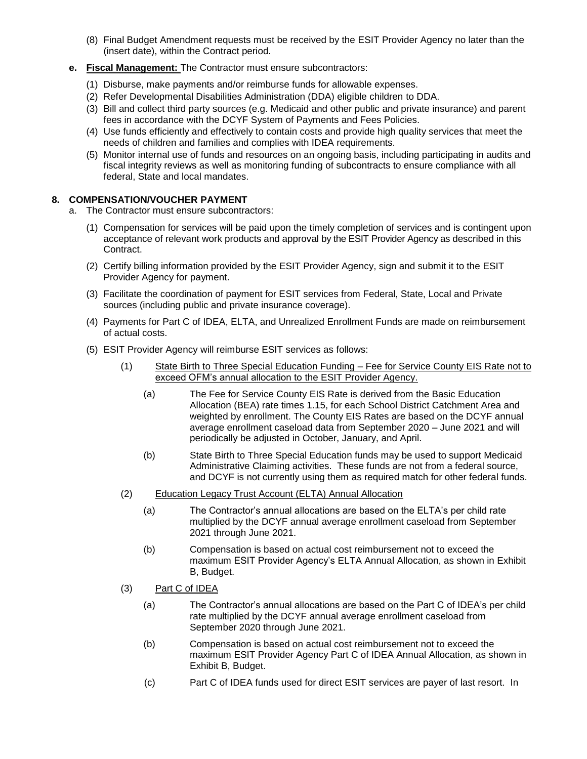(8) Final Budget Amendment requests must be received by the ESIT Provider Agency no later than the (insert date), within the Contract period.

**e. <u>Fiscal Management:</u>** The Contractor must ensure subcontractors:

(1) Disburse, make payments and/or reimburse funds for allowable expenses.

(2) Refer Developmental Disabilities Administration (DDA) eligible children to DDA.

(3) Bill and collect third party sources (e.g. Medicaid and other public and private insurance) and parent fees in accordance with the DCYF System of Payments and Fees Policies.

(4) Use funds efficiently and effectively to contain costs and provide high quality services that meet the needs of children and families and complies with IDEA requirements.

(5) Monitor internal use of funds and resources on an ongoing basis, including participating in audits and fiscal integrity reviews as well as monitoring funding of subcontracts to ensure compliance with all federal, State and local mandates.

**8. COMPENSATION/VOUCHER PAYMENT**

a. The Contractor must ensure subcontractors:

(1) Compensation for services will be paid upon the timely completion of services and is contingent upon acceptance of relevant work products and approval by the ESIT Provider Agency as described in this Contract.

(2) Certify billing information provided by the ESIT Provider Agency, sign and submit it to the ESIT Provider Agency for payment.

(3) Facilitate the coordination of payment for ESIT services from Federal, State, Local and Private sources (including public and private insurance coverage).

(4) Payments for Part C of IDEA, ELTA, and Unrealized Enrollment Funds are made on reimbursement of actual costs.

(5) ESIT Provider Agency will reimburse ESIT services as follows:

(1) <u>State Birth to Three Special Education Funding – Fee for Service County EIS Rate not to exceed OFM's annual allocation to the ESIT Provider Agency.</u>

(a) The Fee for Service County EIS Rate is derived from the Basic Education Allocation (BEA) rate times 1.15, for each School District Catchment Area and weighted by enrollment. The County EIS Rates are based on the DCYF annual average enrollment caseload data from September 2020 – June 2021 and will periodically be adjusted in October, January, and April.

(b) State Birth to Three Special Education funds may be used to support Medicaid Administrative Claiming activities. These funds are not from a federal source, and DCYF is not currently using them as required match for other federal funds.

(2) <u>Education Legacy Trust Account (ELTA) Annual Allocation</u>

(a) The Contractor's annual allocations are based on the ELTA's per child rate multiplied by the DCYF annual average enrollment caseload from September 2021 through June 2021.

(b) Compensation is based on actual cost reimbursement not to exceed the maximum ESIT Provider Agency's ELTA Annual Allocation, as shown in Exhibit B, Budget.

(3) <u>Part C of IDEA</u>

(a) The Contractor's annual allocations are based on the Part C of IDEA's per child rate multiplied by the DCYF annual average enrollment caseload from September 2020 through June 2021.

(b) Compensation is based on actual cost reimbursement not to exceed the maximum ESIT Provider Agency Part C of IDEA Annual Allocation, as shown in Exhibit B, Budget.

(c) Part C of IDEA funds used for direct ESIT services are payer of last resort. In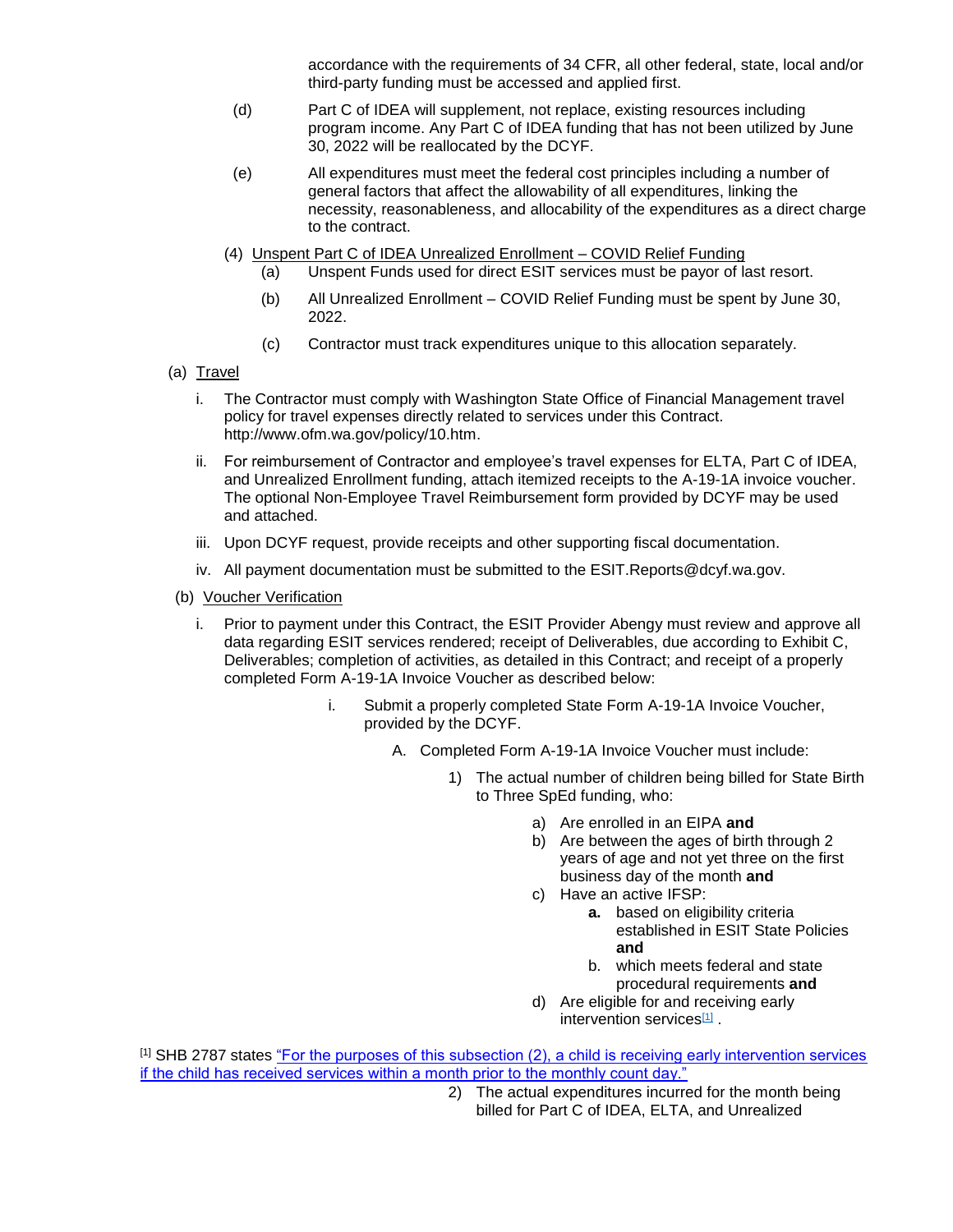accordance with the requirements of 34 CFR, all other federal, state, local and/or third-party funding must be accessed and applied first.

(d) Part C of IDEA will supplement, not replace, existing resources including program income. Any Part C of IDEA funding that has not been utilized by June 30, 2022 will be reallocated by the DCYF.

(e) All expenditures must meet the federal cost principles including a number of general factors that affect the allowability of all expenditures, linking the necessity, reasonableness, and allocability of the expenditures as a direct charge to the contract.

(4) Unspent Part C of IDEA Unrealized Enrollment – COVID Relief Funding

(a) Unspent Funds used for direct ESIT services must be payor of last resort.

(b) All Unrealized Enrollment – COVID Relief Funding must be spent by June 30, 2022.

(c) Contractor must track expenditures unique to this allocation separately.

(a) Travel

i. The Contractor must comply with Washington State Office of Financial Management travel policy for travel expenses directly related to services under this Contract. http://www.ofm.wa.gov/policy/10.htm.

ii. For reimbursement of Contractor and employee's travel expenses for ELTA, Part C of IDEA, and Unrealized Enrollment funding, attach itemized receipts to the A-19-1A invoice voucher. The optional Non-Employee Travel Reimbursement form provided by DCYF may be used and attached.

iii. Upon DCYF request, provide receipts and other supporting fiscal documentation.

iv. All payment documentation must be submitted to the ESIT.Reports@dcyf.wa.gov.

(b) Voucher Verification

i. Prior to payment under this Contract, the ESIT Provider Abengy must review and approve all data regarding ESIT services rendered; receipt of Deliverables, due according to Exhibit C, Deliverables; completion of activities, as detailed in this Contract; and receipt of a properly completed Form A-19-1A Invoice Voucher as described below:

i. Submit a properly completed State Form A-19-1A Invoice Voucher, provided by the DCYF.

A. Completed Form A-19-1A Invoice Voucher must include:

1) The actual number of children being billed for State Birth to Three SpEd funding, who:

a) Are enrolled in an EIPA **and**

b) Are between the ages of birth through 2 years of age and not yet three on the first business day of the month **and**

c) Have an active IFSP:

**a.** based on eligibility criteria established in ESIT State Policies **and**

b. which meets federal and state procedural requirements **and**

d) Are eligible for and receiving early intervention services[1] .

[1] SHB 2787 states "For the purposes of this subsection (2), a child is receiving early intervention services if the child has received services within a month prior to the monthly count day."

2) The actual expenditures incurred for the month being billed for Part C of IDEA, ELTA, and Unrealized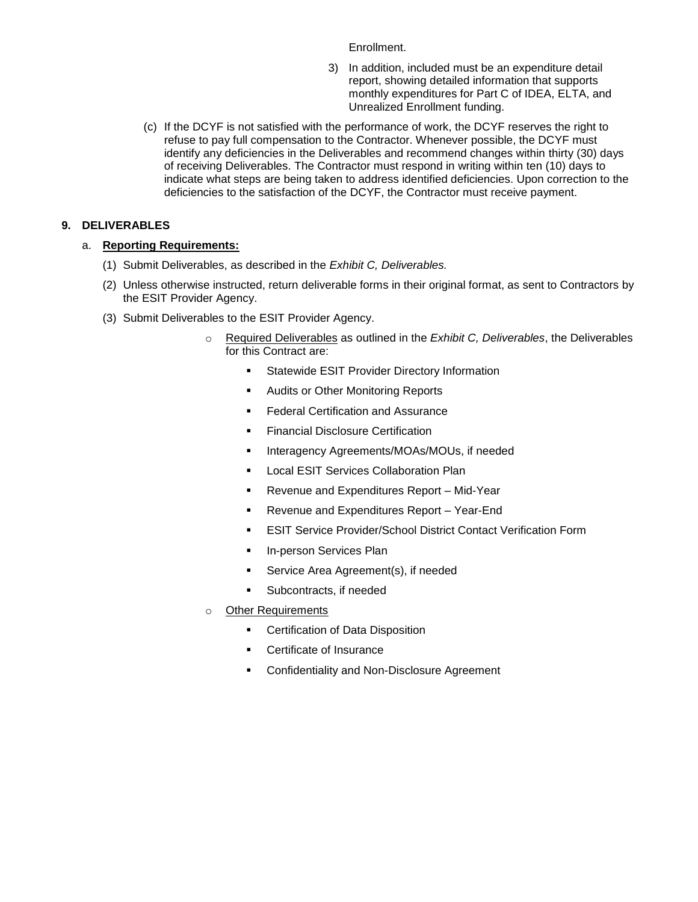Enrollment.

3) In addition, included must be an expenditure detail report, showing detailed information that supports monthly expenditures for Part C of IDEA, ELTA, and Unrealized Enrollment funding.

(c) If the DCYF is not satisfied with the performance of work, the DCYF reserves the right to refuse to pay full compensation to the Contractor. Whenever possible, the DCYF must identify any deficiencies in the Deliverables and recommend changes within thirty (30) days of receiving Deliverables. The Contractor must respond in writing within ten (10) days to indicate what steps are being taken to address identified deficiencies. Upon correction to the deficiencies to the satisfaction of the DCYF, the Contractor must receive payment.

**9. DELIVERABLES**

a. **Reporting Requirements:**

(1) Submit Deliverables, as described in the *Exhibit C, Deliverables.*

(2) Unless otherwise instructed, return deliverable forms in their original format, as sent to Contractors by the ESIT Provider Agency.

(3) Submit Deliverables to the ESIT Provider Agency.

- Required Deliverables as outlined in the *Exhibit C, Deliverables*, the Deliverables for this Contract are:
  - Statewide ESIT Provider Directory Information
  - Audits or Other Monitoring Reports
  - Federal Certification and Assurance
  - Financial Disclosure Certification
  - Interagency Agreements/MOAs/MOUs, if needed
  - Local ESIT Services Collaboration Plan
  - Revenue and Expenditures Report – Mid-Year
  - Revenue and Expenditures Report – Year-End
  - ESIT Service Provider/School District Contact Verification Form
  - In-person Services Plan
  - Service Area Agreement(s), if needed
  - Subcontracts, if needed
- Other Requirements
  - Certification of Data Disposition
  - Certificate of Insurance
  - Confidentiality and Non-Disclosure Agreement